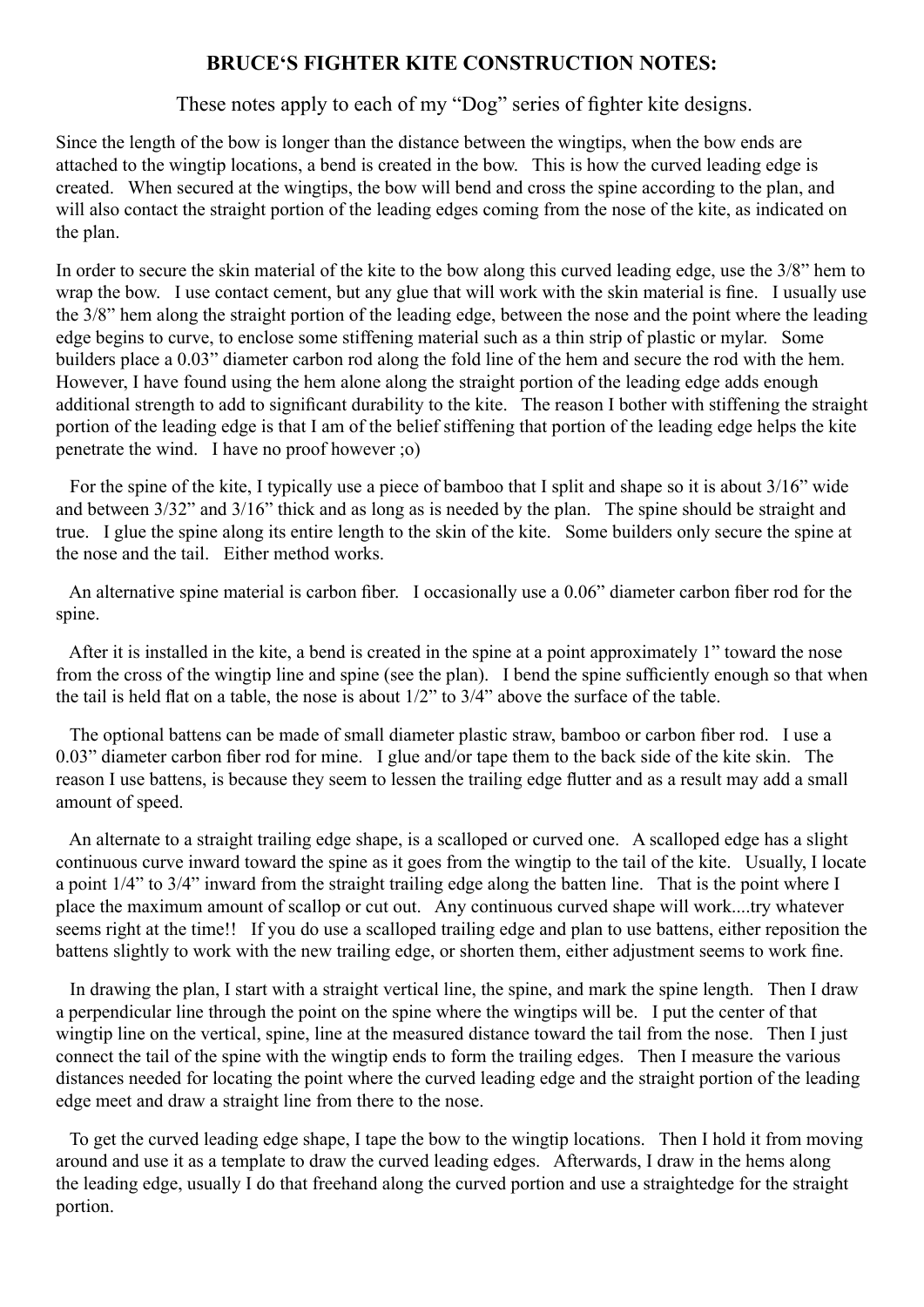# BRUCE'S FIGHTER KITE CONSTRUCTION NOTES:

These notes apply to each of my "Dog" series of fighter kite designs.

Since the length of the bow is longer than the distance between the wingtips, when the bow ends are attached to the wingtip locations, a bend is created in the bow. This is how the curved leading edge is created. When secured at the wingtips, the bow will bend and cross the spine according to the plan, and will also contact the straight portion of the leading edges coming from the nose of the kite, as indicated on the plan.

In order to secure the skin material of the kite to the bow along this curved leading edge, use the 3/8" hem to wrap the bow. I use contact cement, but any glue that will work with the skin material is fine. I usually use the 3/8" hem along the straight portion of the leading edge, between the nose and the point where the leading edge begins to curve, to enclose some stiffening material such as a thin strip of plastic or mylar. Some builders place a 0.03" diameter carbon rod along the fold line of the hem and secure the rod with the hem. However, I have found using the hem alone along the straight portion of the leading edge adds enough additional strength to add to significant durability to the kite. The reason I bother with stiffening the straight portion of the leading edge is that I am of the belief stiffening that portion of the leading edge helps the kite penetrate the wind. I have no proof however ;o)

For the spine of the kite, I typically use a piece of bamboo that I split and shape so it is about 3/16" wide and between 3/32" and 3/16" thick and as long as is needed by the plan. The spine should be straight and true. I glue the spine along its entire length to the skin of the kite. Some builders only secure the spine at the nose and the tail. Either method works.

An alternative spine material is carbon fiber. I occasionally use a 0.06" diameter carbon fiber rod for the spine.

After it is installed in the kite, a bend is created in the spine at a point approximately 1" toward the nose from the cross of the wingtip line and spine (see the plan). I bend the spine sufficiently enough so that when the tail is held flat on a table, the nose is about 1/2" to 3/4" above the surface of the table.

The optional battens can be made of small diameter plastic straw, bamboo or carbon fiber rod. I use a 0.03" diameter carbon fiber rod for mine. I glue and/or tape them to the back side of the kite skin. The reason I use battens, is because they seem to lessen the trailing edge flutter and as a result may add a small amount of speed.

An alternate to a straight trailing edge shape, is a scalloped or curved one. A scalloped edge has a slight continuous curve inward toward the spine as it goes from the wingtip to the tail of the kite. Usually, I locate a point 1/4" to 3/4" inward from the straight trailing edge along the batten line. That is the point where I place the maximum amount of scallop or cut out. Any continuous curved shape will work....try whatever seems right at the time!! If you do use a scalloped trailing edge and plan to use battens, either reposition the battens slightly to work with the new trailing edge, or shorten them, either adjustment seems to work fine.

In drawing the plan, I start with a straight vertical line, the spine, and mark the spine length. Then I draw a perpendicular line through the point on the spine where the wingtips will be. I put the center of that wingtip line on the vertical, spine, line at the measured distance toward the tail from the nose. Then I just connect the tail of the spine with the wingtip ends to form the trailing edges. Then I measure the various distances needed for locating the point where the curved leading edge and the straight portion of the leading edge meet and draw a straight line from there to the nose.

To get the curved leading edge shape, I tape the bow to the wingtip locations. Then I hold it from moving around and use it as a template to draw the curved leading edges. Afterwards, I draw in the hems along the leading edge, usually I do that freehand along the curved portion and use a straightedge for the straight portion.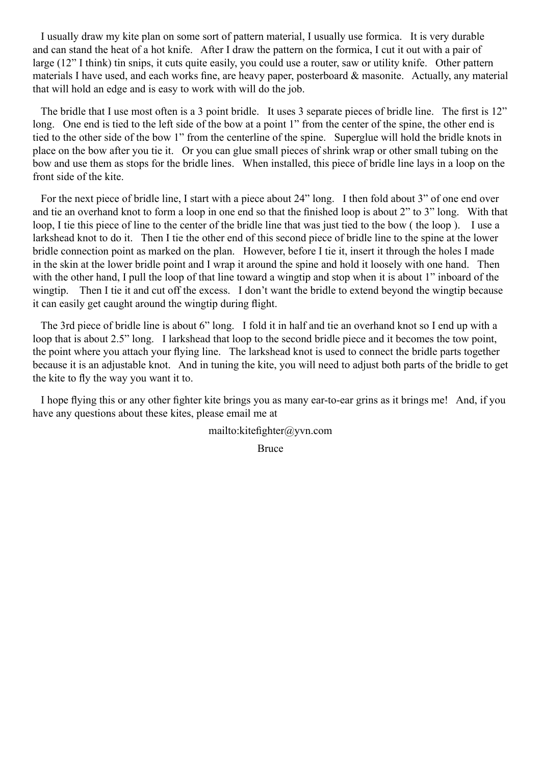I usually draw my kite plan on some sort of pattern material, I usually use formica. It is very durable and can stand the heat of a hot knife. After I draw the pattern on the formica, I cut it out with a pair of large (12” I think) tin snips, it cuts quite easily, you could use a router, saw or utility knife. Other pattern materials I have used, and each works fine, are heavy paper, posterboard & masonite. Actually, any material that will hold an edge and is easy to work with will do the job.

The bridle that I use most often is a 3 point bridle. It uses 3 separate pieces of bridle line. The first is 12” long. One end is tied to the left side of the bow at a point 1” from the center of the spine, the other end is tied to the other side of the bow 1” from the centerline of the spine. Superglue will hold the bridle knots in place on the bow after you tie it. Or you can glue small pieces of shrink wrap or other small tubing on the bow and use them as stops for the bridle lines. When installed, this piece of bridle line lays in a loop on the front side of the kite.

For the next piece of bridle line, I start with a piece about 24” long. I then fold about 3” of one end over and tie an overhand knot to form a loop in one end so that the finished loop is about 2” to 3” long. With that loop, I tie this piece of line to the center of the bridle line that was just tied to the bow ( the loop ). I use a larkshead knot to do it. Then I tie the other end of this second piece of bridle line to the spine at the lower bridle connection point as marked on the plan. However, before I tie it, insert it through the holes I made in the skin at the lower bridle point and I wrap it around the spine and hold it loosely with one hand. Then with the other hand, I pull the loop of that line toward a wingtip and stop when it is about 1” inboard of the wingtip. Then I tie it and cut off the excess. I don’t want the bridle to extend beyond the wingtip because it can easily get caught around the wingtip during flight.

The 3rd piece of bridle line is about 6” long. I fold it in half and tie an overhand knot so I end up with a loop that is about 2.5” long. I larkshead that loop to the second bridle piece and it becomes the tow point, the point where you attach your flying line. The larkshead knot is used to connect the bridle parts together because it is an adjustable knot. And in tuning the kite, you will need to adjust both parts of the bridle to get the kite to fly the way you want it to.

I hope flying this or any other fighter kite brings you as many ear-to-ear grins as it brings me! And, if you have any questions about these kites, please email me at

mailto:kitefighter@yvn.com

Bruce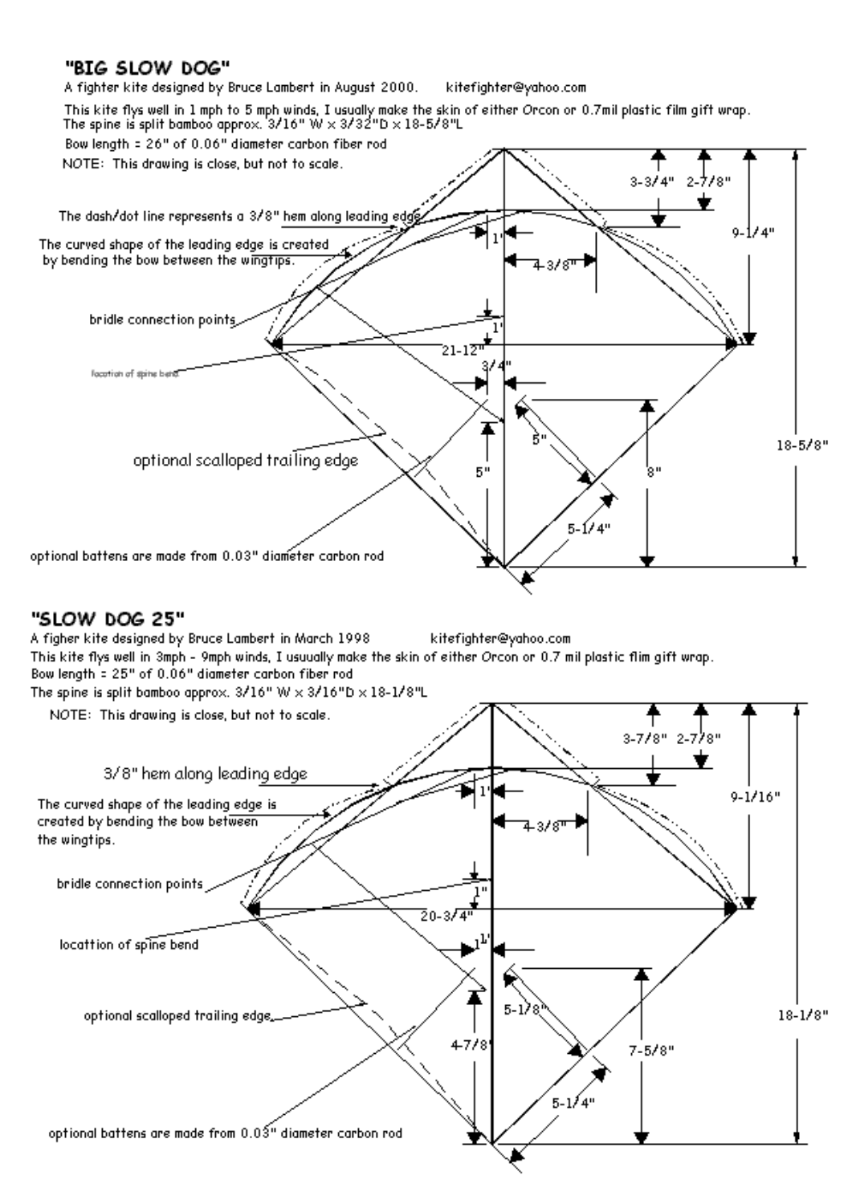# "BIG SLOW DOG"

A fighter kite designed by Bruce Lambert in August 2000. kitefighter@yahoo.com

This kite flys well in 1 mph to 5 mph winds, I usually make the skin of either Orcon or 0.7mil plastic film gift wrap.
The spine is split bamboo approx. 3/16" W x 3/32"D x 18-5/8"L

Bow length = 26" of 0.06" diameter carbon fiber rod

NOTE: This drawing is close, but not to scale.

The dash/dot line represents a 3/8" hem along leading edge

The curved shape of the leading edge is created by bending the bow between the wingtips.

bridle connection points

location of spine bend

optional scalloped trailing edge

optional battens are made from 0.03" diameter carbon rod

3-3/4" 2-7/8" 9-1/4" 1" 4-3/8" 1" 21-12" 3/4" 5" 5" 8" 5-1/4" 18-5/8"

# "SLOW DOG 25"

A figher kite designed by Bruce Lambert in March 1998 kitefighter@yahoo.com

This kite flys well in 3mph - 9mph winds, I usuually make the skin of either Orcon or 0.7 mil plastic flim gift wrap.

Bow length = 25" of 0.06" diameter carbon fiber rod

The spine is split bamboo approx. 3/16" W x 3/16"D x 18-1/8"L

NOTE: This drawing is close, but not to scale.

3/8" hem along leading edge

The curved shape of the leading edge is created by bending the bow between the wingtips.

bridle connection points

locattion of spine bend

optional scalloped trailing edge

optional battens are made from 0.03" diameter carbon rod

3-7/8" 2-7/8" 9-1/16" 1" 4-3/8" 1" 20-3/4" 1" 5-1/8" 4-7/8" 7-5/8" 5-1/4" 18-1/8"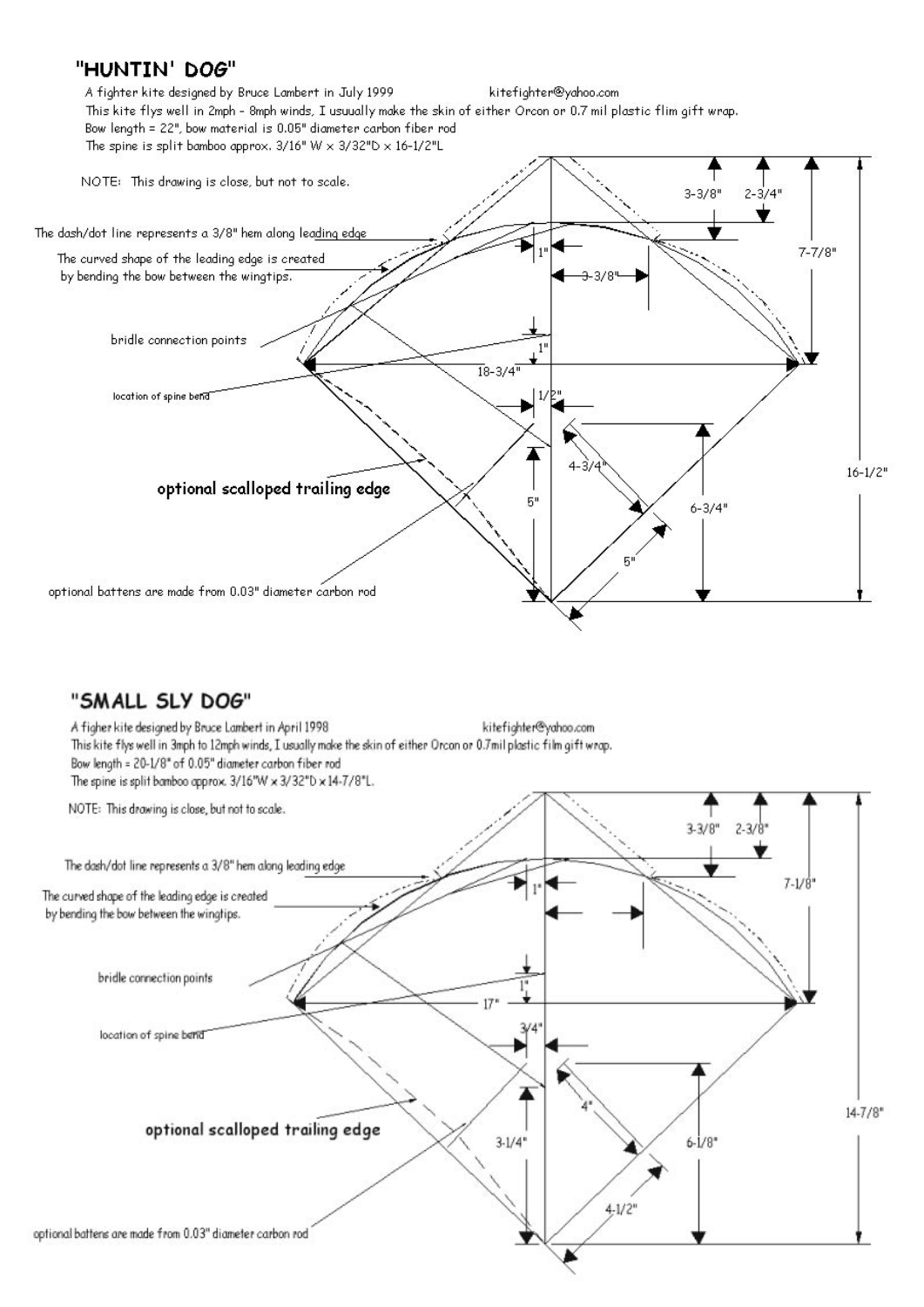# "HUNTIN' DOG"

A fighter kite designed by Bruce Lambert in July 1999 kitefighter@yahoo.com

This kite flys well in 2mph - 8mph winds, I usuually make the skin of either Orcon or 0.7 mil plastic flim gift wrap.

Bow length = 22", bow material is 0.05" diameter carbon fiber rod

The spine is split bamboo approx. 3/16" W x 3/32"D x 16-1/2"L

NOTE: This drawing is close, but not to scale.

The dash/dot line represents a 3/8" hem along leading edge

The curved shape of the leading edge is created by bending the bow between the wingtips.

bridle connection points

location of spine bend

optional scalloped trailing edge

optional battens are made from 0.03" diameter carbon rod

3-3/8"
2-3/4"
7-7/8"
1"
3-3/8"
1"
18-3/4"
1/2"
4-3/4"
5"
6-3/4"
16-1/2"
5"

# "SMALL SLY DOG"

A figher kite designed by Bruce Lambert in April 1998 kitefighter@yahoo.com

This kite flys well in 3mph to 12mph winds, I usually make the skin of either Orcon or 0.7mil plastic film gift wrap.

Bow length = 20-1/8" of 0.05" diameter carbon fiber rod

The spine is split bamboo approx. 3/16"W x 3/32"D x 14-7/8"L.

NOTE: This drawing is close, but not to scale.

The dash/dot line represents a 3/8" hem along leading edge

The curved shape of the leading edge is created by bending the bow between the wingtips.

bridle connection points

location of spine bend

optional scalloped trailing edge

optional battens are made from 0.03" diameter carbon rod

3-3/8"
2-3/8"
7-1/8"
1"
1"
17"
3/4"
4"
3-1/4"
6-1/8"
14-7/8"
4-1/2"